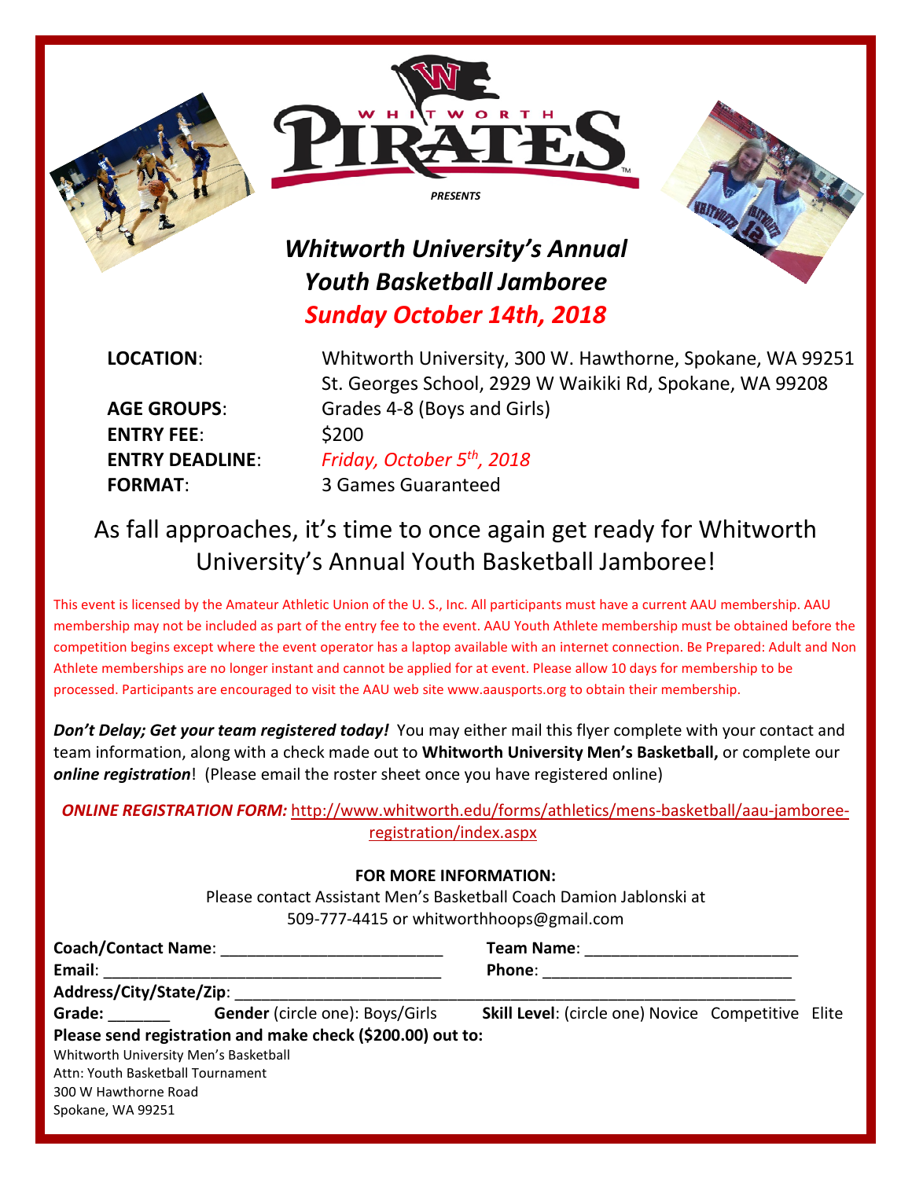WHITWORTH PIRATES

*PRESENTS*

# *Whitworth University's Annual Youth Basketball Jamboree*

## *Sunday October 14th, 2018*

**LOCATION**: Whitworth University, 300 W. Hawthorne, Spokane, WA 99251
St. Georges School, 2929 W Waikiki Rd, Spokane, WA 99208

**AGE GROUPS**: Grades 4-8 (Boys and Girls)

**ENTRY FEE**: $200

**ENTRY DEADLINE**: *Friday, October 5th, 2018*

**FORMAT**: 3 Games Guaranteed

## As fall approaches, it's time to once again get ready for Whitworth University's Annual Youth Basketball Jamboree!

This event is licensed by the Amateur Athletic Union of the U. S., Inc. All participants must have a current AAU membership. AAU membership may not be included as part of the entry fee to the event. AAU Youth Athlete membership must be obtained before the competition begins except where the event operator has a laptop available with an internet connection. Be Prepared: Adult and Non Athlete memberships are no longer instant and cannot be applied for at event. Please allow 10 days for membership to be processed. Participants are encouraged to visit the AAU web site www.aausports.org to obtain their membership.

***Don't Delay; Get your team registered today!*** You may either mail this flyer complete with your contact and team information, along with a check made out to **Whitworth University Men's Basketball,** or complete our ***online registration***! (Please email the roster sheet once you have registered online)

***ONLINE REGISTRATION FORM:*** http://www.whitworth.edu/forms/athletics/mens-basketball/aau-jamboree-registration/index.aspx

**FOR MORE INFORMATION:**
Please contact Assistant Men's Basketball Coach Damion Jablonski at 509-777-4415 or whitworthhoops@gmail.com

**Coach/Contact Name**: ________________________ **Team Name**: ______________________

**Email**: ____________________________________ **Phone**: ___________________________

**Address/City/State/Zip**: ______________________________________________________________

**Grade:** ______ **Gender** (circle one): Boys/Girls **Skill Level**: (circle one) Novice Competitive Elite

**Please send registration and make check ($200.00) out to:**

Whitworth University Men's Basketball
Attn: Youth Basketball Tournament
300 W Hawthorne Road
Spokane, WA 99251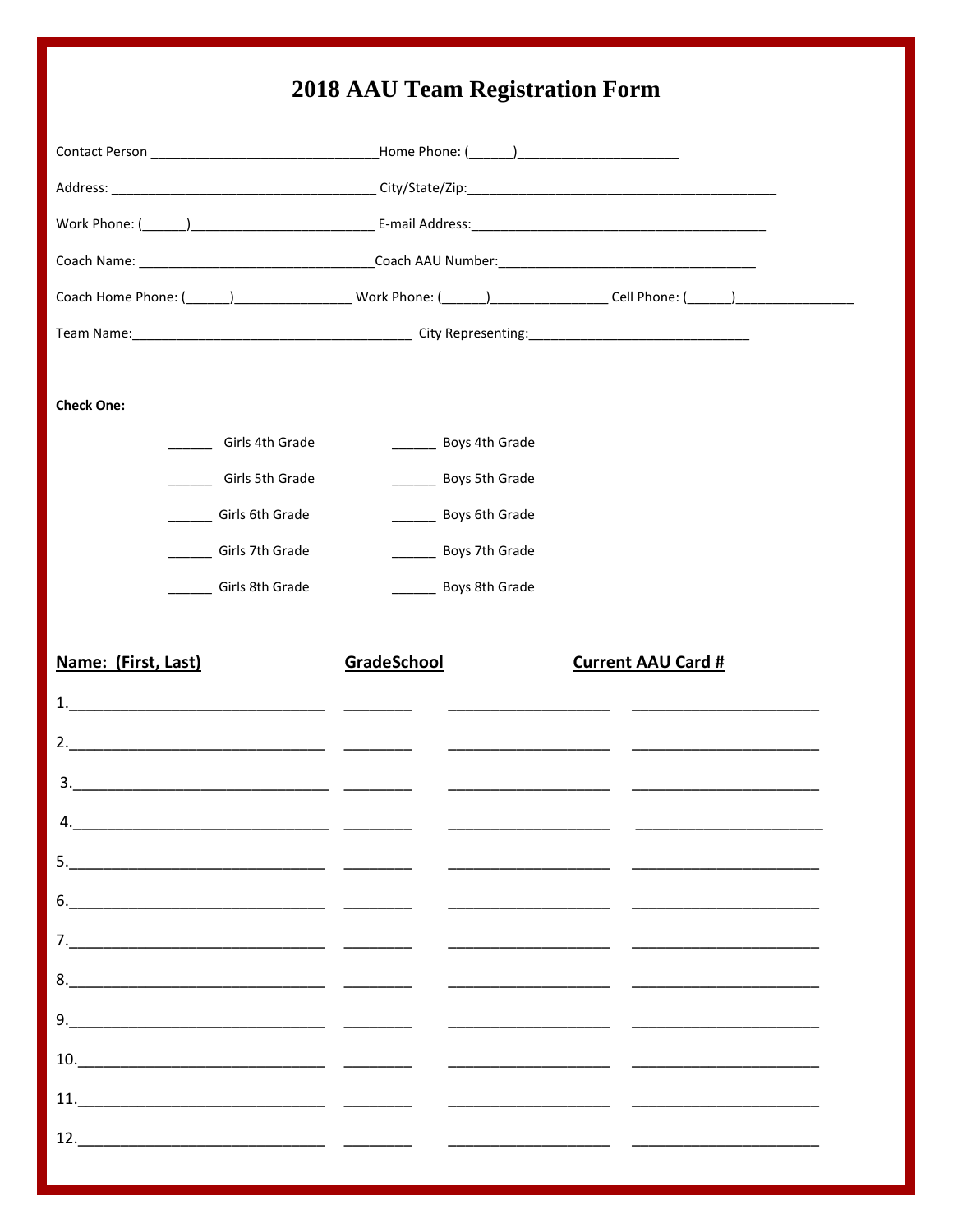# 2018 AAU Team Registration Form

Contact Person ______________________________ Home Phone: (______)______________________

Address: ___________________________________ City/State/Zip:__________________________________________

Work Phone: (______)_________________________ E-mail Address:________________________________________

Coach Name: _______________________________ Coach AAU Number:___________________________________

Coach Home Phone: (______)________________ Work Phone: (______)________________ Cell Phone: (______)________________

Team Name:______________________________________ City Representing:______________________________

**Check One:**

______ Girls 4th Grade ______ Boys 4th Grade

______ Girls 5th Grade ______ Boys 5th Grade

______ Girls 6th Grade ______ Boys 6th Grade

______ Girls 7th Grade ______ Boys 7th Grade

______ Girls 8th Grade ______ Boys 8th Grade

| **Name: (First, Last)** | **Grade** | **School** | **Current AAU Card #** |
|---|---|---|---|
| 1.______________________________ | ________ | ___________________ | ______________________ |
| 2.______________________________ | ________ | ___________________ | ______________________ |
| 3.______________________________ | ________ | ___________________ | ______________________ |
| 4.______________________________ | ________ | ___________________ | ______________________ |
| 5.______________________________ | ________ | ___________________ | ______________________ |
| 6.______________________________ | ________ | ___________________ | ______________________ |
| 7.______________________________ | ________ | ___________________ | ______________________ |
| 8.______________________________ | ________ | ___________________ | ______________________ |
| 9.______________________________ | ________ | ___________________ | ______________________ |
| 10._____________________________ | ________ | ___________________ | ______________________ |
| 11._____________________________ | ________ | ___________________ | ______________________ |
| 12._____________________________ | ________ | ___________________ | ______________________ |